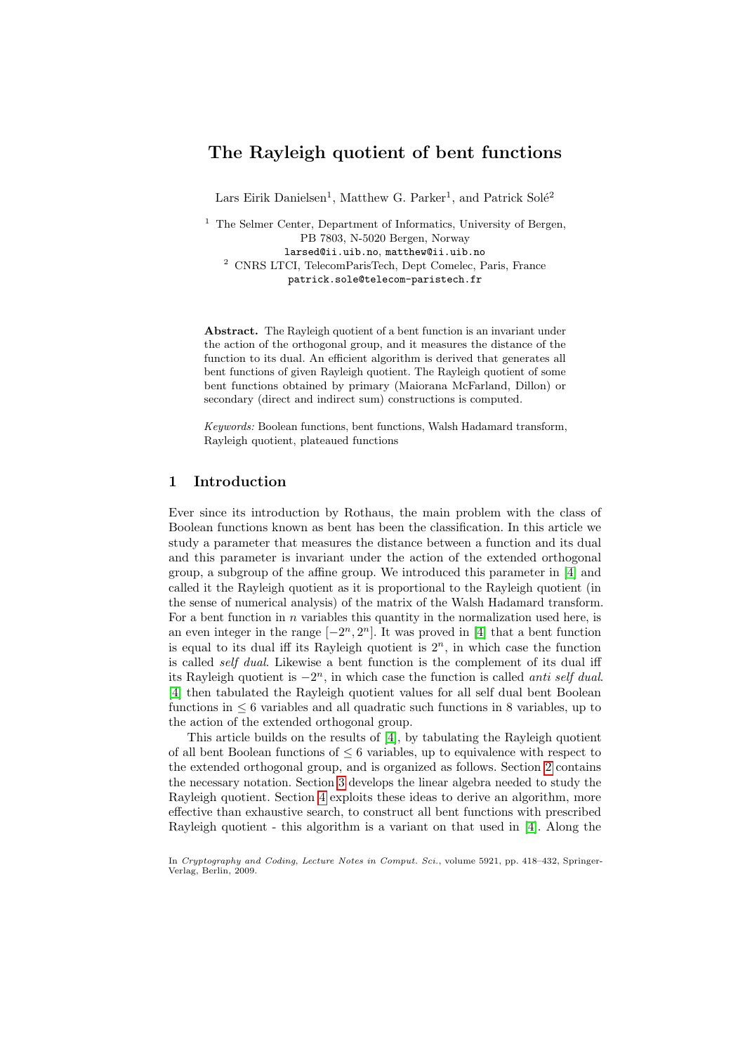# The Rayleigh quotient of bent functions

Lars Eirik Danielsen[1], Matthew G. Parker[1], and Patrick Solé[2]

[1] The Selmer Center, Department of Informatics, University of Bergen, PB 7803, N-5020 Bergen, Norway
larsed@ii.uib.no, matthew@ii.uib.no

[2] CNRS LTCI, TelecomParisTech, Dept Comelec, Paris, France
patrick.sole@telecom-paristech.fr

**Abstract.** The Rayleigh quotient of a bent function is an invariant under the action of the orthogonal group, and it measures the distance of the function to its dual. An efficient algorithm is derived that generates all bent functions of given Rayleigh quotient. The Rayleigh quotient of some bent functions obtained by primary (Maiorana McFarland, Dillon) or secondary (direct and indirect sum) constructions is computed.

*Keywords:* Boolean functions, bent functions, Walsh Hadamard transform, Rayleigh quotient, plateaued functions

## 1 Introduction

Ever since its introduction by Rothaus, the main problem with the class of Boolean functions known as bent has been the classification. In this article we study a parameter that measures the distance between a function and its dual and this parameter is invariant under the action of the extended orthogonal group, a subgroup of the affine group. We introduced this parameter in [4] and called it the Rayleigh quotient as it is proportional to the Rayleigh quotient (in the sense of numerical analysis) of the matrix of the Walsh Hadamard transform. For a bent function in $n$ variables this quantity in the normalization used here, is an even integer in the range $[-2^n, 2^n]$. It was proved in [4] that a bent function is equal to its dual iff its Rayleigh quotient is $2^n$, in which case the function is called *self dual*. Likewise a bent function is the complement of its dual iff its Rayleigh quotient is $-2^n$, in which case the function is called *anti self dual*. [4] then tabulated the Rayleigh quotient values for all self dual bent Boolean functions in $\leq 6$ variables and all quadratic such functions in 8 variables, up to the action of the extended orthogonal group.

This article builds on the results of [4], by tabulating the Rayleigh quotient of all bent Boolean functions of $\leq 6$ variables, up to equivalence with respect to the extended orthogonal group, and is organized as follows. Section 2 contains the necessary notation. Section 3 develops the linear algebra needed to study the Rayleigh quotient. Section 4 exploits these ideas to derive an algorithm, more effective than exhaustive search, to construct all bent functions with prescribed Rayleigh quotient - this algorithm is a variant on that used in [4]. Along the

In *Cryptography and Coding, Lecture Notes in Comput. Sci.*, volume 5921, pp. 418–432, Springer-Verlag, Berlin, 2009.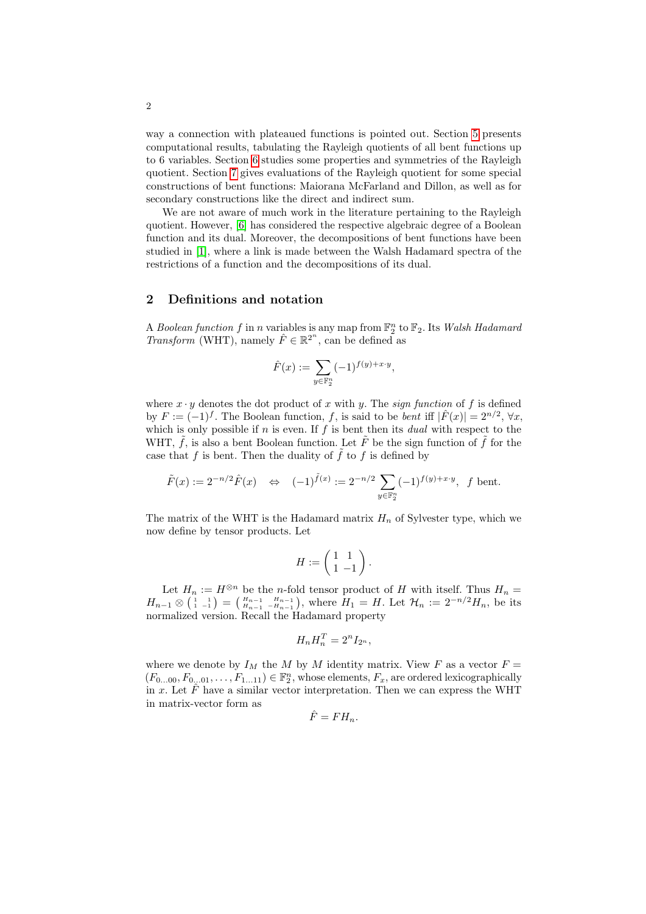way a connection with plateaued functions is pointed out. Section 5 presents computational results, tabulating the Rayleigh quotients of all bent functions up to 6 variables. Section 6 studies some properties and symmetries of the Rayleigh quotient. Section 7 gives evaluations of the Rayleigh quotient for some special constructions of bent functions: Maiorana McFarland and Dillon, as well as for secondary constructions like the direct and indirect sum.

We are not aware of much work in the literature pertaining to the Rayleigh quotient. However, [6] has considered the respective algebraic degree of a Boolean function and its dual. Moreover, the decompositions of bent functions have been studied in [1], where a link is made between the Walsh Hadamard spectra of the restrictions of a function and the decompositions of its dual.

## 2 Definitions and notation

A *Boolean function* $f$ in $n$ variables is any map from $\mathbb{F}_2^n$ to $\mathbb{F}_2$. Its *Walsh Hadamard Transform* (WHT), namely $\hat{F} \in \mathbb{R}^{2^n}$, can be defined as

$$\hat{F}(x) := \sum_{y \in \mathbb{F}_2^n} (-1)^{f(y)+x \cdot y},$$

where $x \cdot y$ denotes the dot product of $x$ with $y$. The *sign function* of $f$ is defined by $F := (-1)^f$. The Boolean function, $f$, is said to be *bent* iff $|\hat{F}(x)| = 2^{n/2}$, $\forall x$, which is only possible if $n$ is even. If $f$ is bent then its *dual* with respect to the WHT, $\tilde{f}$, is also a bent Boolean function. Let $\tilde{F}$ be the sign function of $\tilde{f}$ for the case that $f$ is bent. Then the duality of $\tilde{f}$ to $f$ is defined by

$$\tilde{F}(x) := 2^{-n/2}\hat{F}(x) \quad \Leftrightarrow \quad (-1)^{\tilde{f}(x)} := 2^{-n/2} \sum_{y \in \mathbb{F}_2^n} (-1)^{f(y)+x \cdot y}, \;\; f \text{ bent}.$$

The matrix of the WHT is the Hadamard matrix $H_n$ of Sylvester type, which we now define by tensor products. Let

$$H := \begin{pmatrix} 1 & 1 \\ 1 & -1 \end{pmatrix}.$$

Let $H_n := H^{\otimes n}$ be the $n$-fold tensor product of $H$ with itself. Thus $H_n = H_{n-1} \otimes \left(\begin{smallmatrix} 1 & 1 \\ 1 & -1 \end{smallmatrix}\right) = \left(\begin{smallmatrix} H_{n-1} & H_{n-1} \\ H_{n-1} & -H_{n-1} \end{smallmatrix}\right)$, where $H_1 = H$. Let $\mathcal{H}_n := 2^{-n/2}H_n$, be its normalized version. Recall the Hadamard property

$$H_n H_n^T = 2^n I_{2^n},$$

where we denote by $I_M$ the $M$ by $M$ identity matrix. View $F$ as a vector $F = (F_{0\ldots00}, F_{0\ldots01}, \ldots, F_{1\ldots11}) \in \mathbb{F}_2^n$, whose elements, $F_x$, are ordered lexicographically in $x$. Let $\hat{F}$ have a similar vector interpretation. Then we can express the WHT in matrix-vector form as

$$\hat{F} = FH_n.$$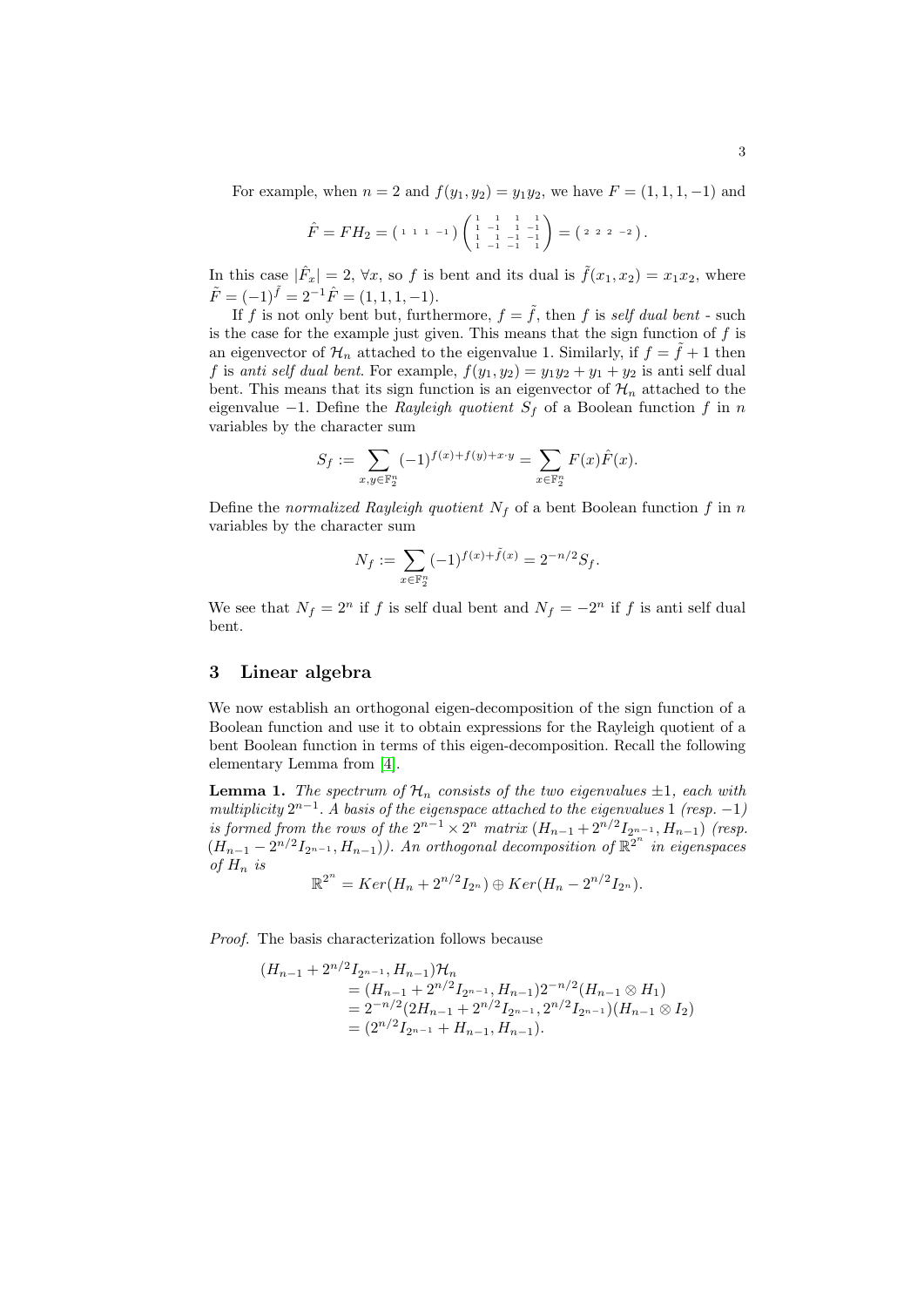For example, when $n = 2$ and $f(y_1, y_2) = y_1 y_2$, we have $F = (1, 1, 1, -1)$ and

$$\hat{F} = FH_2 = \begin{pmatrix} 1 & 1 & 1 & -1 \end{pmatrix} \begin{pmatrix} 1 & 1 & 1 & 1 \\ 1 & -1 & 1 & -1 \\ 1 & 1 & -1 & -1 \\ 1 & -1 & -1 & 1 \end{pmatrix} = \begin{pmatrix} 2 & 2 & 2 & -2 \end{pmatrix}.$$

In this case $|\hat{F}_x| = 2$, $\forall x$, so $f$ is bent and its dual is $\tilde{f}(x_1, x_2) = x_1 x_2$, where $\tilde{F} = (-1)^{\tilde{f}} = 2^{-1}\hat{F} = (1, 1, 1, -1)$.

If $f$ is not only bent but, furthermore, $f = \tilde{f}$, then $f$ is *self dual bent* - such is the case for the example just given. This means that the sign function of $f$ is an eigenvector of $\mathcal{H}_n$ attached to the eigenvalue 1. Similarly, if $f = \tilde{f} + 1$ then $f$ is *anti self dual bent*. For example, $f(y_1, y_2) = y_1 y_2 + y_1 + y_2$ is anti self dual bent. This means that its sign function is an eigenvector of $\mathcal{H}_n$ attached to the eigenvalue $-1$. Define the *Rayleigh quotient* $S_f$ of a Boolean function $f$ in $n$ variables by the character sum

$$S_f := \sum_{x,y \in \mathbb{F}_2^n} (-1)^{f(x)+f(y)+x\cdot y} = \sum_{x \in \mathbb{F}_2^n} F(x)\hat{F}(x).$$

Define the *normalized Rayleigh quotient* $N_f$ of a bent Boolean function $f$ in $n$ variables by the character sum

$$N_f := \sum_{x \in \mathbb{F}_2^n} (-1)^{f(x)+\tilde{f}(x)} = 2^{-n/2} S_f.$$

We see that $N_f = 2^n$ if $f$ is self dual bent and $N_f = -2^n$ if $f$ is anti self dual bent.

## 3 Linear algebra

We now establish an orthogonal eigen-decomposition of the sign function of a Boolean function and use it to obtain expressions for the Rayleigh quotient of a bent Boolean function in terms of this eigen-decomposition. Recall the following elementary Lemma from [4].

**Lemma 1.** *The spectrum of $\mathcal{H}_n$ consists of the two eigenvalues $\pm 1$, each with multiplicity $2^{n-1}$. A basis of the eigenspace attached to the eigenvalues 1 (resp. $-1$) is formed from the rows of the $2^{n-1} \times 2^n$ matrix $(H_{n-1} + 2^{n/2} I_{2^{n-1}}, H_{n-1})$ (resp. $(H_{n-1} - 2^{n/2} I_{2^{n-1}}, H_{n-1})$). An orthogonal decomposition of $\mathbb{R}^{2^n}$ in eigenspaces of $H_n$ is*

$$\mathbb{R}^{2^n} = Ker(H_n + 2^{n/2} I_{2^n}) \oplus Ker(H_n - 2^{n/2} I_{2^n}).$$

*Proof.* The basis characterization follows because

$$\begin{aligned}
(H_{n-1} &+ 2^{n/2} I_{2^{n-1}}, H_{n-1})\mathcal{H}_n \\
&= (H_{n-1} + 2^{n/2} I_{2^{n-1}}, H_{n-1}) 2^{-n/2} (H_{n-1} \otimes H_1) \\
&= 2^{-n/2} (2H_{n-1} + 2^{n/2} I_{2^{n-1}}, 2^{n/2} I_{2^{n-1}}) (H_{n-1} \otimes I_2) \\
&= (2^{n/2} I_{2^{n-1}} + H_{n-1}, H_{n-1}).
\end{aligned}$$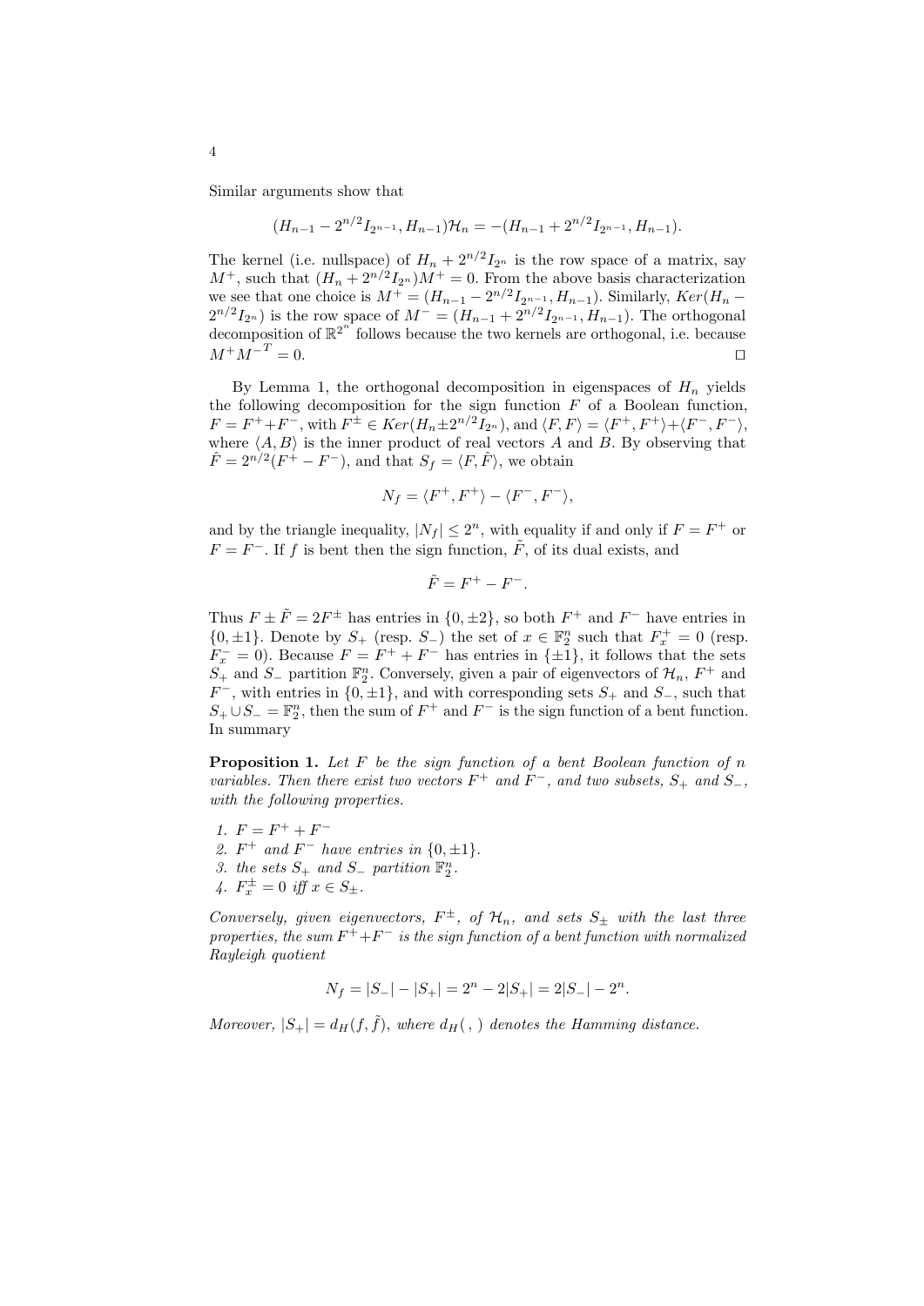Similar arguments show that

$$(H_{n-1} - 2^{n/2} I_{2^{n-1}}, H_{n-1})\mathcal{H}_n = -(H_{n-1} + 2^{n/2} I_{2^{n-1}}, H_{n-1}).$$

The kernel (i.e. nullspace) of $H_n + 2^{n/2} I_{2^n}$ is the row space of a matrix, say $M^+$, such that $(H_n + 2^{n/2} I_{2^n})M^+ = 0$. From the above basis characterization we see that one choice is $M^+ = (H_{n-1} - 2^{n/2} I_{2^{n-1}}, H_{n-1})$. Similarly, $Ker(H_n - 2^{n/2} I_{2^n})$ is the row space of $M^- = (H_{n-1} + 2^{n/2} I_{2^{n-1}}, H_{n-1})$. The orthogonal decomposition of $\mathbb{R}^{2^n}$ follows because the two kernels are orthogonal, i.e. because $M^+ {M^-}^T = 0$. □

By Lemma 1, the orthogonal decomposition in eigenspaces of $H_n$ yields the following decomposition for the sign function $F$ of a Boolean function, $F = F^+ + F^-$, with $F^\pm \in Ker(H_n \pm 2^{n/2} I_{2^n})$, and $\langle F, F \rangle = \langle F^+, F^+ \rangle + \langle F^-, F^- \rangle$, where $\langle A, B \rangle$ is the inner product of real vectors $A$ and $B$. By observing that $\hat{F} = 2^{n/2}(F^+ - F^-)$, and that $S_f = \langle F, \hat{F} \rangle$, we obtain

$$N_f = \langle F^+, F^+ \rangle - \langle F^-, F^- \rangle,$$

and by the triangle inequality, $|N_f| \leq 2^n$, with equality if and only if $F = F^+$ or $F = F^-$. If $f$ is bent then the sign function, $\tilde{F}$, of its dual exists, and

$$\tilde{F} = F^+ - F^-.$$

Thus $F \pm \tilde{F} = 2F^\pm$ has entries in $\{0, \pm 2\}$, so both $F^+$ and $F^-$ have entries in $\{0, \pm 1\}$. Denote by $S_+$ (resp. $S_-$) the set of $x \in \mathbb{F}_2^n$ such that $F_x^+ = 0$ (resp. $F_x^- = 0$). Because $F = F^+ + F^-$ has entries in $\{\pm 1\}$, it follows that the sets $S_+$ and $S_-$ partition $\mathbb{F}_2^n$. Conversely, given a pair of eigenvectors of $\mathcal{H}_n$, $F^+$ and $F^-$, with entries in $\{0, \pm 1\}$, and with corresponding sets $S_+$ and $S_-$, such that $S_+ \cup S_- = \mathbb{F}_2^n$, then the sum of $F^+$ and $F^-$ is the sign function of a bent function. In summary

**Proposition 1.** *Let $F$ be the sign function of a bent Boolean function of $n$ variables. Then there exist two vectors $F^+$ and $F^-$, and two subsets, $S_+$ and $S_-$, with the following properties.*

1. *$F = F^+ + F^-$*
2. *$F^+$ and $F^-$ have entries in $\{0, \pm 1\}$.*
3. *the sets $S_+$ and $S_-$ partition $\mathbb{F}_2^n$.*
4. *$F_x^\pm = 0$ iff $x \in S_\pm$.*

*Conversely, given eigenvectors, $F^\pm$, of $\mathcal{H}_n$, and sets $S_\pm$ with the last three properties, the sum $F^+ + F^-$ is the sign function of a bent function with normalized Rayleigh quotient*

$$N_f = |S_-| - |S_+| = 2^n - 2|S_+| = 2|S_-| - 2^n.$$

*Moreover, $|S_+| = d_H(f, \tilde{f})$, where $d_H( \, , \, )$ denotes the Hamming distance.*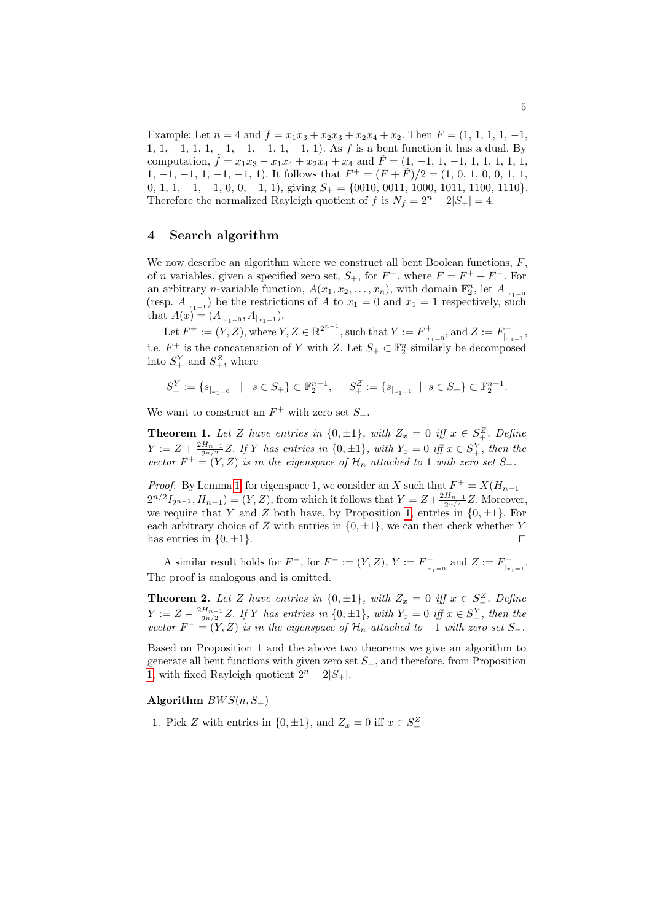Example: Let $n = 4$ and $f = x_1x_3 + x_2x_3 + x_2x_4 + x_2$. Then $F = (1, 1, 1, 1, -1, 1, 1, -1, 1, 1, -1, -1, -1, 1, -1, 1)$. As $f$ is a bent function it has a dual. By computation, $\tilde{f} = x_1x_3 + x_1x_4 + x_2x_4 + x_4$ and $\tilde{F} = (1, -1, 1, -1, 1, 1, 1, 1, 1, -1, -1, 1, -1, -1, 1)$. It follows that $F^+ = (F + \tilde{F})/2 = (1, 0, 1, 0, 0, 1, 1, 0, 1, 1, -1, -1, 0, 0, -1, 1)$, giving $S_+ = \{0010, 0011, 1000, 1011, 1100, 1110\}$. Therefore the normalized Rayleigh quotient of $f$ is $N_f = 2^n - 2|S_+| = 4$.

## 4 Search algorithm

We now describe an algorithm where we construct all bent Boolean functions, $F$, of $n$ variables, given a specified zero set, $S_+$, for $F^+$, where $F = F^+ + F^-$. For an arbitrary $n$-variable function, $A(x_1, x_2, \ldots, x_n)$, with domain $\mathbb{F}_2^n$, let $A_{|_{x_1=0}}$ (resp. $A_{|_{x_1=1}}$) be the restrictions of $A$ to $x_1 = 0$ and $x_1 = 1$ respectively, such that $A(x) = (A_{|_{x_1=0}}, A_{|_{x_1=1}})$.

Let $F^+ := (Y, Z)$, where $Y, Z \in \mathbb{R}^{2^{n-1}}$, such that $Y := F^+_{|_{x_1=0}}$, and $Z := F^+_{|_{x_1=1}}$, i.e. $F^+$ is the concatenation of $Y$ with $Z$. Let $S_+ \subset \mathbb{F}_2^n$ similarly be decomposed into $S_+^Y$ and $S_+^Z$, where

$$S_+^Y := \{s_{|_{x_1=0}} \;\; | \;\; s \in S_+\} \subset \mathbb{F}_2^{n-1}, \qquad S_+^Z := \{s_{|_{x_1=1}} \;\; | \;\; s \in S_+\} \subset \mathbb{F}_2^{n-1}.$$

We want to construct an $F^+$ with zero set $S_+$.

**Theorem 1.** *Let $Z$ have entries in $\{0, \pm 1\}$, with $Z_x = 0$ iff $x \in S_+^Z$. Define $Y := Z + \frac{2H_{n-1}}{2^{n/2}} Z$. If $Y$ has entries in $\{0, \pm 1\}$, with $Y_x = 0$ iff $x \in S_+^Y$, then the vector $F^+ = (Y, Z)$ is in the eigenspace of $\mathcal{H}_n$ attached to 1 with zero set $S_+$.*

*Proof.* By Lemma 1, for eigenspace 1, we consider an $X$ such that $F^+ = X(H_{n-1} + 2^{n/2} I_{2^{n-1}}, H_{n-1}) = (Y, Z)$, from which it follows that $Y = Z + \frac{2H_{n-1}}{2^{n/2}} Z$. Moreover, we require that $Y$ and $Z$ both have, by Proposition 1, entries in $\{0, \pm 1\}$. For each arbitrary choice of $Z$ with entries in $\{0, \pm 1\}$, we can then check whether $Y$ has entries in $\{0, \pm 1\}$. □

A similar result holds for $F^-$, for $F^- := (Y, Z)$, $Y := F^-_{|_{x_1=0}}$ and $Z := F^-_{|_{x_1=1}}$. The proof is analogous and is omitted.

**Theorem 2.** *Let $Z$ have entries in $\{0, \pm 1\}$, with $Z_x = 0$ iff $x \in S_-^Z$. Define $Y := Z - \frac{2H_{n-1}}{2^{n/2}} Z$. If $Y$ has entries in $\{0, \pm 1\}$, with $Y_x = 0$ iff $x \in S_-^Y$, then the vector $F^- = (Y, Z)$ is in the eigenspace of $\mathcal{H}_n$ attached to $-1$ with zero set $S_-$.*

Based on Proposition 1 and the above two theorems we give an algorithm to generate all bent functions with given zero set $S_+$, and therefore, from Proposition 1, with fixed Rayleigh quotient $2^n - 2|S_+|$.

**Algorithm** $BWS(n, S_+)$

1. Pick $Z$ with entries in $\{0, \pm 1\}$, and $Z_x = 0$ iff $x \in S_+^Z$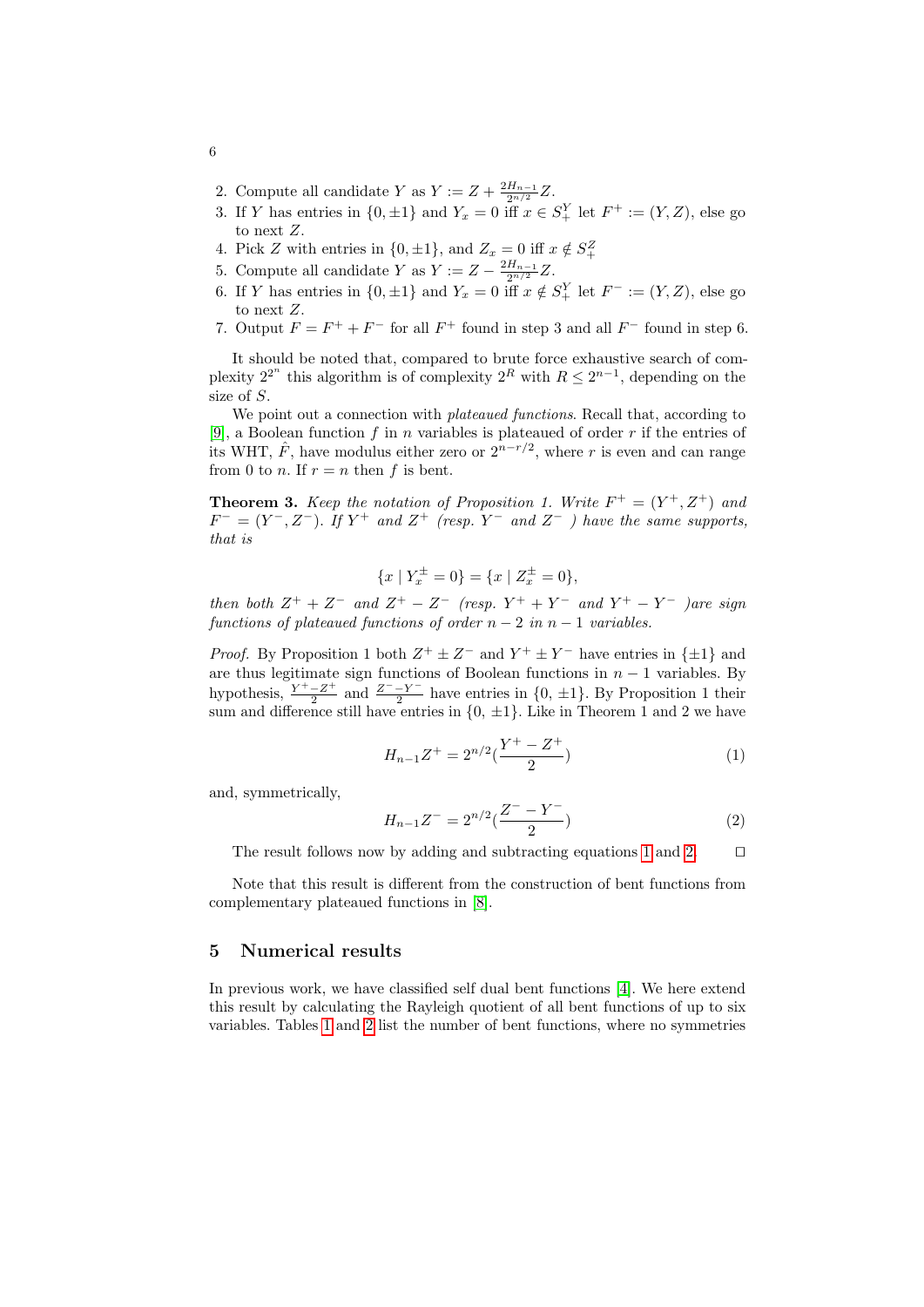2. Compute all candidate $Y$ as $Y := Z + \frac{2H_{n-1}}{2^{n/2}}Z$.
3. If $Y$ has entries in $\{0, \pm 1\}$ and $Y_x = 0$ iff $x \in S_+^Y$ let $F^+ := (Y, Z)$, else go to next $Z$.
4. Pick $Z$ with entries in $\{0, \pm 1\}$, and $Z_x = 0$ iff $x \notin S_+^Z$
5. Compute all candidate $Y$ as $Y := Z - \frac{2H_{n-1}}{2^{n/2}}Z$.
6. If $Y$ has entries in $\{0, \pm 1\}$ and $Y_x = 0$ iff $x \notin S_+^Y$ let $F^- := (Y, Z)$, else go to next $Z$.
7. Output $F = F^+ + F^-$ for all $F^+$ found in step 3 and all $F^-$ found in step 6.

It should be noted that, compared to brute force exhaustive search of complexity $2^{2^n}$ this algorithm is of complexity $2^R$ with $R \leq 2^{n-1}$, depending on the size of $S$.

We point out a connection with *plateaued functions*. Recall that, according to [9], a Boolean function $f$ in $n$ variables is plateaued of order $r$ if the entries of its WHT, $\hat{F}$, have modulus either zero or $2^{n-r/2}$, where $r$ is even and can range from 0 to $n$. If $r = n$ then $f$ is bent.

**Theorem 3.** *Keep the notation of Proposition 1. Write $F^+ = (Y^+, Z^+)$ and $F^- = (Y^-, Z^-)$. If $Y^+$ and $Z^+$ (resp. $Y^-$ and $Z^-$ ) have the same supports, that is*

$$\{x \mid Y_x^\pm = 0\} = \{x \mid Z_x^\pm = 0\},$$

*then both $Z^+ + Z^-$ and $Z^+ - Z^-$ (resp. $Y^+ + Y^-$ and $Y^+ - Y^-$ )are sign functions of plateaued functions of order $n-2$ in $n-1$ variables.*

*Proof.* By Proposition 1 both $Z^+ \pm Z^-$ and $Y^+ \pm Y^-$ have entries in $\{\pm 1\}$ and are thus legitimate sign functions of Boolean functions in $n-1$ variables. By hypothesis, $\frac{Y^+ - Z^+}{2}$ and $\frac{Z^- - Y^-}{2}$ have entries in $\{0, \pm 1\}$. By Proposition 1 their sum and difference still have entries in $\{0, \pm 1\}$. Like in Theorem 1 and 2 we have

$$H_{n-1}Z^+ = 2^{n/2}\left(\frac{Y^+ - Z^+}{2}\right) \tag{1}$$

and, symmetrically,

$$H_{n-1}Z^- = 2^{n/2}\left(\frac{Z^- - Y^-}{2}\right) \tag{2}$$

The result follows now by adding and subtracting equations 1 and 2. □

Note that this result is different from the construction of bent functions from complementary plateaued functions in [8].

## 5 Numerical results

In previous work, we have classified self dual bent functions [4]. We here extend this result by calculating the Rayleigh quotient of all bent functions of up to six variables. Tables 1 and 2 list the number of bent functions, where no symmetries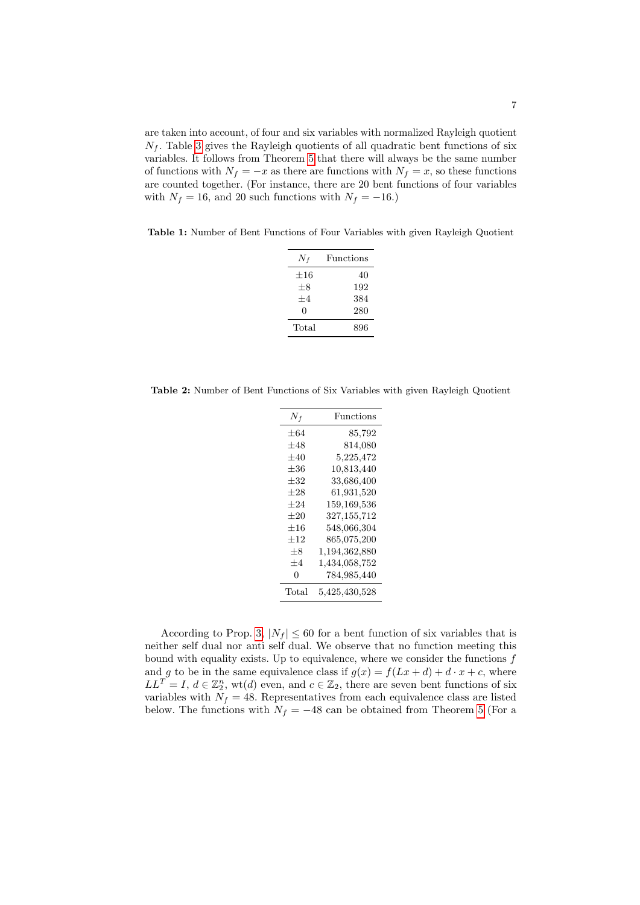are taken into account, of four and six variables with normalized Rayleigh quotient $N_f$. Table 3 gives the Rayleigh quotients of all quadratic bent functions of six variables. It follows from Theorem 5 that there will always be the same number of functions with $N_f = -x$ as there are functions with $N_f = x$, so these functions are counted together. (For instance, there are 20 bent functions of four variables with $N_f = 16$, and 20 such functions with $N_f = -16$.)

**Table 1:** Number of Bent Functions of Four Variables with given Rayleigh Quotient

| $N_f$ | Functions |
|---|---:|
| $\pm 16$ | 40 |
| $\pm 8$ | 192 |
| $\pm 4$ | 384 |
| 0 | 280 |
| Total | 896 |

**Table 2:** Number of Bent Functions of Six Variables with given Rayleigh Quotient

| $N_f$ | Functions |
|---|---:|
| $\pm 64$ | 85,792 |
| $\pm 48$ | 814,080 |
| $\pm 40$ | 5,225,472 |
| $\pm 36$ | 10,813,440 |
| $\pm 32$ | 33,686,400 |
| $\pm 28$ | 61,931,520 |
| $\pm 24$ | 159,169,536 |
| $\pm 20$ | 327,155,712 |
| $\pm 16$ | 548,066,304 |
| $\pm 12$ | 865,075,200 |
| $\pm 8$ | 1,194,362,880 |
| $\pm 4$ | 1,434,058,752 |
| 0 | 784,985,440 |
| Total | 5,425,430,528 |

According to Prop. 3, $|N_f| \leq 60$ for a bent function of six variables that is neither self dual nor anti self dual. We observe that no function meeting this bound with equality exists. Up to equivalence, where we consider the functions $f$ and $g$ to be in the same equivalence class if $g(x) = f(Lx + d) + d \cdot x + c$, where $LL^T = I$, $d \in \mathbb{Z}_2^n$, $\mathrm{wt}(d)$ even, and $c \in \mathbb{Z}_2$, there are seven bent functions of six variables with $N_f = 48$. Representatives from each equivalence class are listed below. The functions with $N_f = -48$ can be obtained from Theorem 5 (For a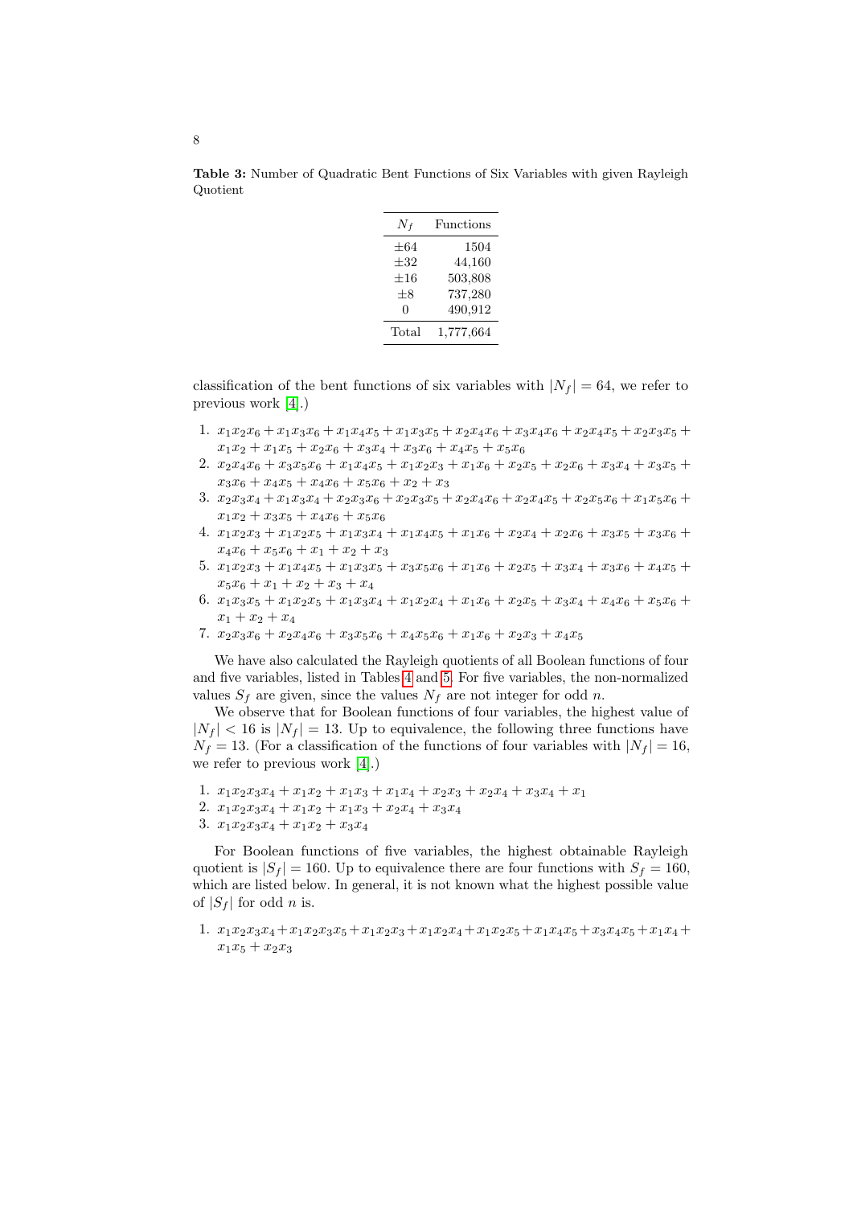**Table 3:** Number of Quadratic Bent Functions of Six Variables with given Rayleigh Quotient

| $N_f$ | Functions |
|---|---|
| $\pm 64$ | 1504 |
| $\pm 32$ | 44,160 |
| $\pm 16$ | 503,808 |
| $\pm 8$ | 737,280 |
| 0 | 490,912 |
| Total | 1,777,664 |

classification of the bent functions of six variables with $|N_f| = 64$, we refer to previous work [4].)

1. $x_1x_2x_6 + x_1x_3x_6 + x_1x_4x_5 + x_1x_3x_5 + x_2x_4x_6 + x_3x_4x_6 + x_2x_4x_5 + x_2x_3x_5 + x_1x_2 + x_1x_5 + x_2x_6 + x_3x_4 + x_3x_6 + x_4x_5 + x_5x_6$
2. $x_2x_4x_6 + x_3x_5x_6 + x_1x_4x_5 + x_1x_2x_3 + x_1x_6 + x_2x_5 + x_2x_6 + x_3x_4 + x_3x_5 + x_3x_6 + x_4x_5 + x_4x_6 + x_5x_6 + x_2 + x_3$
3. $x_2x_3x_4 + x_1x_3x_4 + x_2x_3x_6 + x_2x_3x_5 + x_2x_4x_6 + x_2x_4x_5 + x_2x_5x_6 + x_1x_5x_6 + x_1x_2 + x_3x_5 + x_4x_6 + x_5x_6$
4. $x_1x_2x_3 + x_1x_2x_5 + x_1x_3x_4 + x_1x_4x_5 + x_1x_6 + x_2x_4 + x_2x_6 + x_3x_5 + x_3x_6 + x_4x_6 + x_5x_6 + x_1 + x_2 + x_3$
5. $x_1x_2x_3 + x_1x_4x_5 + x_1x_3x_5 + x_3x_5x_6 + x_1x_6 + x_2x_5 + x_3x_4 + x_3x_6 + x_4x_5 + x_5x_6 + x_1 + x_2 + x_3 + x_4$
6. $x_1x_3x_5 + x_1x_2x_5 + x_1x_3x_4 + x_1x_2x_4 + x_1x_6 + x_2x_5 + x_3x_4 + x_4x_6 + x_5x_6 + x_1 + x_2 + x_4$
7. $x_2x_3x_6 + x_2x_4x_6 + x_3x_5x_6 + x_4x_5x_6 + x_1x_6 + x_2x_3 + x_4x_5$

We have also calculated the Rayleigh quotients of all Boolean functions of four and five variables, listed in Tables 4 and 5. For five variables, the non-normalized values $S_f$ are given, since the values $N_f$ are not integer for odd $n$.

We observe that for Boolean functions of four variables, the highest value of $|N_f| < 16$ is $|N_f| = 13$. Up to equivalence, the following three functions have $N_f = 13$. (For a classification of the functions of four variables with $|N_f| = 16$, we refer to previous work [4].)

1. $x_1x_2x_3x_4 + x_1x_2 + x_1x_3 + x_1x_4 + x_2x_3 + x_2x_4 + x_3x_4 + x_1$
2. $x_1x_2x_3x_4 + x_1x_2 + x_1x_3 + x_2x_4 + x_3x_4$
3. $x_1x_2x_3x_4 + x_1x_2 + x_3x_4$

For Boolean functions of five variables, the highest obtainable Rayleigh quotient is $|S_f| = 160$. Up to equivalence there are four functions with $S_f = 160$, which are listed below. In general, it is not known what the highest possible value of $|S_f|$ for odd $n$ is.

1. $x_1x_2x_3x_4 + x_1x_2x_3x_5 + x_1x_2x_3 + x_1x_2x_4 + x_1x_2x_5 + x_1x_4x_5 + x_3x_4x_5 + x_1x_4 + x_1x_5 + x_2x_3$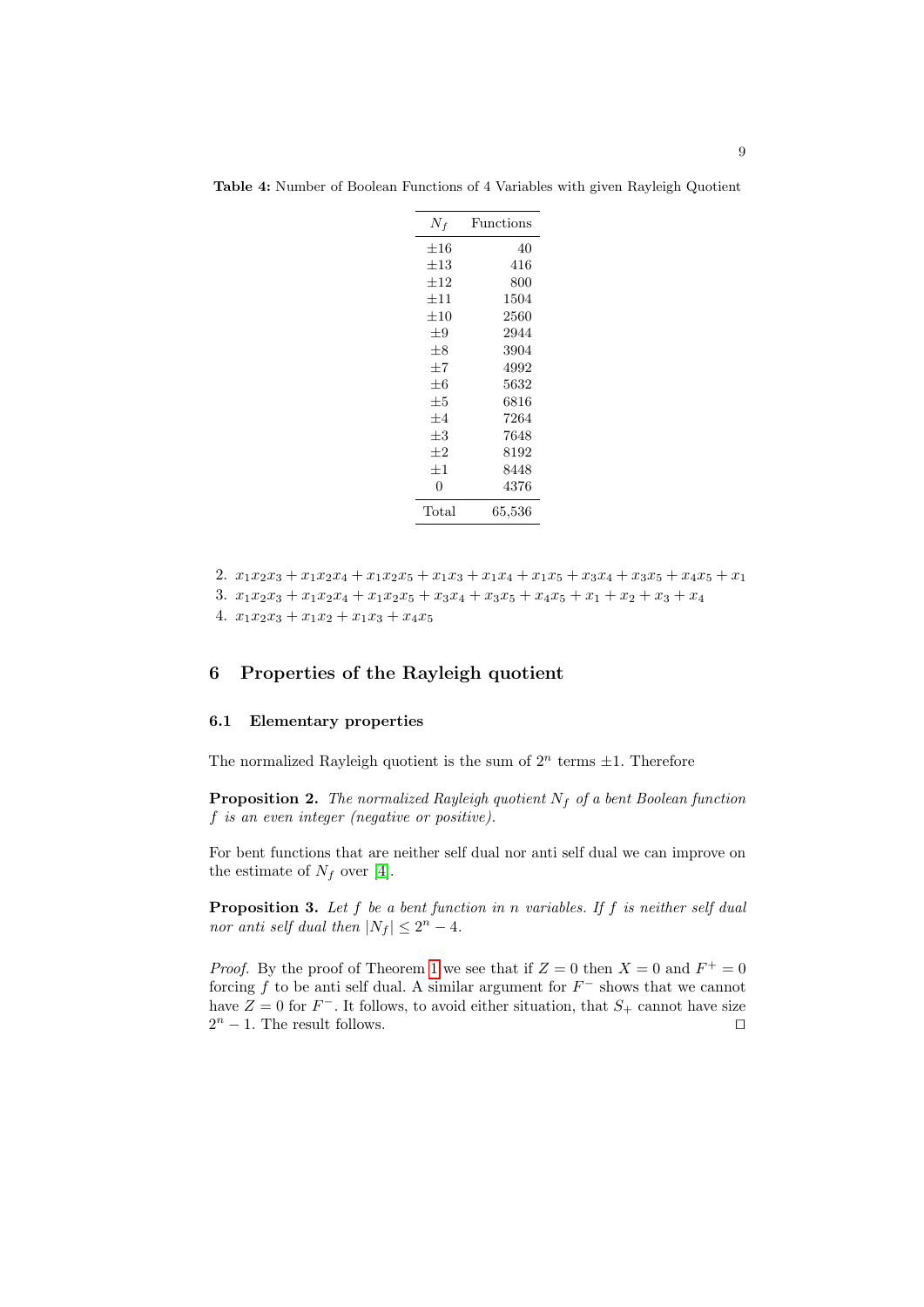**Table 4:** Number of Boolean Functions of 4 Variables with given Rayleigh Quotient

| $N_f$ | Functions |
|---|---|
| $\pm 16$ | 40 |
| $\pm 13$ | 416 |
| $\pm 12$ | 800 |
| $\pm 11$ | 1504 |
| $\pm 10$ | 2560 |
| $\pm 9$ | 2944 |
| $\pm 8$ | 3904 |
| $\pm 7$ | 4992 |
| $\pm 6$ | 5632 |
| $\pm 5$ | 6816 |
| $\pm 4$ | 7264 |
| $\pm 3$ | 7648 |
| $\pm 2$ | 8192 |
| $\pm 1$ | 8448 |
| 0 | 4376 |
| Total | 65,536 |

2. $x_1x_2x_3 + x_1x_2x_4 + x_1x_2x_5 + x_1x_3 + x_1x_4 + x_1x_5 + x_3x_4 + x_3x_5 + x_4x_5 + x_1$
3. $x_1x_2x_3 + x_1x_2x_4 + x_1x_2x_5 + x_3x_4 + x_3x_5 + x_4x_5 + x_1 + x_2 + x_3 + x_4$
4. $x_1x_2x_3 + x_1x_2 + x_1x_3 + x_4x_5$

## 6 Properties of the Rayleigh quotient

### 6.1 Elementary properties

The normalized Rayleigh quotient is the sum of $2^n$ terms $\pm 1$. Therefore

**Proposition 2.** *The normalized Rayleigh quotient $N_f$ of a bent Boolean function $f$ is an even integer (negative or positive).*

For bent functions that are neither self dual nor anti self dual we can improve on the estimate of $N_f$ over [4].

**Proposition 3.** *Let $f$ be a bent function in $n$ variables. If $f$ is neither self dual nor anti self dual then $|N_f| \leq 2^n - 4$.*

*Proof.* By the proof of Theorem 1 we see that if $Z = 0$ then $X = 0$ and $F^+ = 0$ forcing $f$ to be anti self dual. A similar argument for $F^-$ shows that we cannot have $Z = 0$ for $F^-$. It follows, to avoid either situation, that $S_+$ cannot have size $2^n - 1$. The result follows. □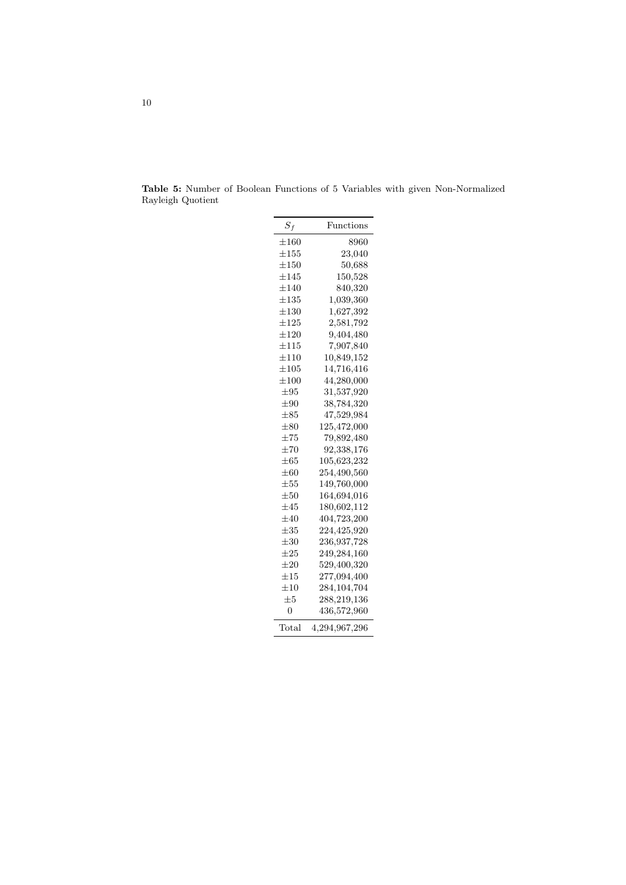**Table 5:** Number of Boolean Functions of 5 Variables with given Non-Normalized Rayleigh Quotient

| $S_f$ | Functions |
|---|---|
| $\pm 160$ | 8960 |
| $\pm 155$ | 23,040 |
| $\pm 150$ | 50,688 |
| $\pm 145$ | 150,528 |
| $\pm 140$ | 840,320 |
| $\pm 135$ | 1,039,360 |
| $\pm 130$ | 1,627,392 |
| $\pm 125$ | 2,581,792 |
| $\pm 120$ | 9,404,480 |
| $\pm 115$ | 7,907,840 |
| $\pm 110$ | 10,849,152 |
| $\pm 105$ | 14,716,416 |
| $\pm 100$ | 44,280,000 |
| $\pm 95$ | 31,537,920 |
| $\pm 90$ | 38,784,320 |
| $\pm 85$ | 47,529,984 |
| $\pm 80$ | 125,472,000 |
| $\pm 75$ | 79,892,480 |
| $\pm 70$ | 92,338,176 |
| $\pm 65$ | 105,623,232 |
| $\pm 60$ | 254,490,560 |
| $\pm 55$ | 149,760,000 |
| $\pm 50$ | 164,694,016 |
| $\pm 45$ | 180,602,112 |
| $\pm 40$ | 404,723,200 |
| $\pm 35$ | 224,425,920 |
| $\pm 30$ | 236,937,728 |
| $\pm 25$ | 249,284,160 |
| $\pm 20$ | 529,400,320 |
| $\pm 15$ | 277,094,400 |
| $\pm 10$ | 284,104,704 |
| $\pm 5$ | 288,219,136 |
| 0 | 436,572,960 |
| Total | 4,294,967,296 |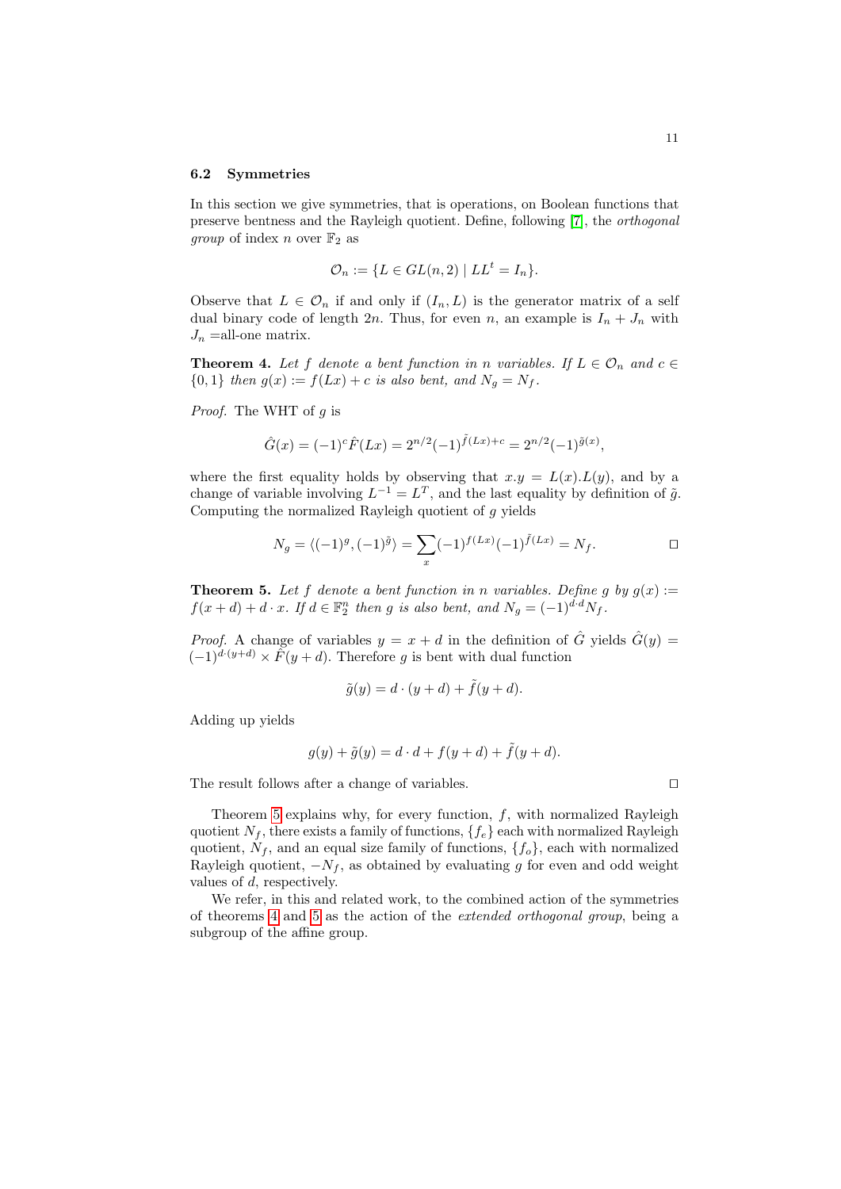### 6.2 Symmetries

In this section we give symmetries, that is operations, on Boolean functions that preserve bentness and the Rayleigh quotient. Define, following [7], the *orthogonal group* of index $n$ over $\mathbb{F}_2$ as

$$\mathcal{O}_n := \{L \in GL(n,2) \mid LL^t = I_n\}.$$

Observe that $L \in \mathcal{O}_n$ if and only if $(I_n, L)$ is the generator matrix of a self dual binary code of length $2n$. Thus, for even $n$, an example is $I_n + J_n$ with $J_n$ =all-one matrix.

**Theorem 4.** *Let $f$ denote a bent function in $n$ variables. If $L \in \mathcal{O}_n$ and $c \in \{0,1\}$ then $g(x) := f(Lx) + c$ is also bent, and $N_g = N_f$.*

*Proof.* The WHT of $g$ is

$$\hat{G}(x) = (-1)^c \hat{F}(Lx) = 2^{n/2}(-1)^{\tilde{f}(Lx)+c} = 2^{n/2}(-1)^{\tilde{g}(x)},$$

where the first equality holds by observing that $x.y = L(x).L(y)$, and by a change of variable involving $L^{-1} = L^T$, and the last equality by definition of $\tilde{g}$. Computing the normalized Rayleigh quotient of $g$ yields

$$N_g = \langle (-1)^g, (-1)^{\tilde{g}} \rangle = \sum_x (-1)^{f(Lx)}(-1)^{\tilde{f}(Lx)} = N_f.$$

□

**Theorem 5.** *Let $f$ denote a bent function in $n$ variables. Define $g$ by $g(x) := f(x+d) + d \cdot x$. If $d \in \mathbb{F}_2^n$ then $g$ is also bent, and $N_g = (-1)^{d \cdot d} N_f$.*

*Proof.* A change of variables $y = x + d$ in the definition of $\hat{G}$ yields $\hat{G}(y) = (-1)^{d \cdot (y+d)} \times \hat{F}(y+d)$. Therefore $g$ is bent with dual function

$$\tilde{g}(y) = d \cdot (y+d) + \tilde{f}(y+d).$$

Adding up yields

$$g(y) + \tilde{g}(y) = d \cdot d + f(y+d) + \tilde{f}(y+d).$$

The result follows after a change of variables. □

Theorem 5 explains why, for every function, $f$, with normalized Rayleigh quotient $N_f$, there exists a family of functions, $\{f_e\}$ each with normalized Rayleigh quotient, $N_f$, and an equal size family of functions, $\{f_o\}$, each with normalized Rayleigh quotient, $-N_f$, as obtained by evaluating $g$ for even and odd weight values of $d$, respectively.

We refer, in this and related work, to the combined action of the symmetries of theorems 4 and 5 as the action of the *extended orthogonal group*, being a subgroup of the affine group.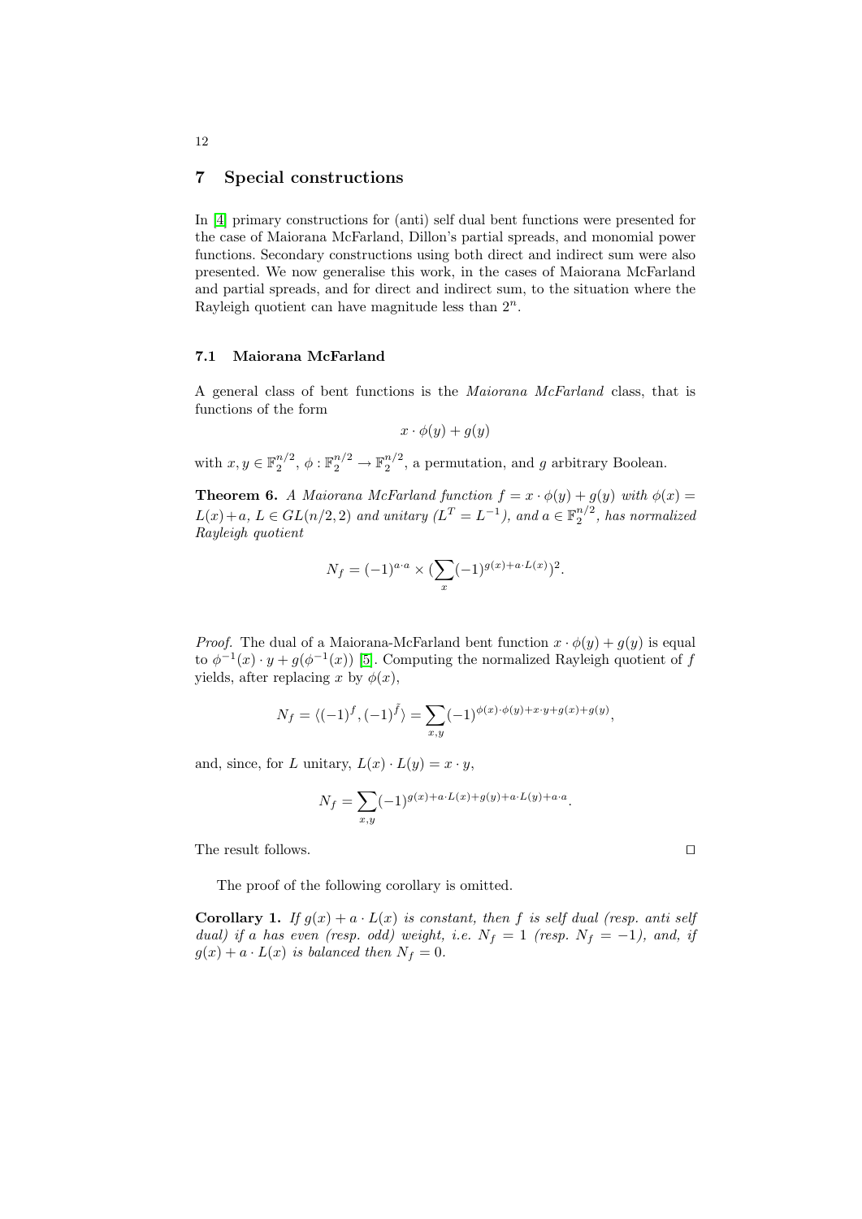## 7 Special constructions

In [4] primary constructions for (anti) self dual bent functions were presented for the case of Maiorana McFarland, Dillon's partial spreads, and monomial power functions. Secondary constructions using both direct and indirect sum were also presented. We now generalise this work, in the cases of Maiorana McFarland and partial spreads, and for direct and indirect sum, to the situation where the Rayleigh quotient can have magnitude less than $2^n$.

### 7.1 Maiorana McFarland

A general class of bent functions is the *Maiorana McFarland* class, that is functions of the form

$$x \cdot \phi(y) + g(y)$$

with $x, y \in \mathbb{F}_2^{n/2}$, $\phi : \mathbb{F}_2^{n/2} \to \mathbb{F}_2^{n/2}$, a permutation, and $g$ arbitrary Boolean.

**Theorem 6.** *A Maiorana McFarland function $f = x \cdot \phi(y) + g(y)$ with $\phi(x) = L(x) + a$, $L \in GL(n/2, 2)$ and unitary ($L^T = L^{-1}$), and $a \in \mathbb{F}_2^{n/2}$, has normalized Rayleigh quotient*

$$N_f = (-1)^{a \cdot a} \times (\sum_x (-1)^{g(x) + a \cdot L(x)})^2.$$

*Proof.* The dual of a Maiorana-McFarland bent function $x \cdot \phi(y) + g(y)$ is equal to $\phi^{-1}(x) \cdot y + g(\phi^{-1}(x))$ [5]. Computing the normalized Rayleigh quotient of $f$ yields, after replacing $x$ by $\phi(x)$,

$$N_f = \langle (-1)^f, (-1)^{\tilde{f}} \rangle = \sum_{x,y} (-1)^{\phi(x) \cdot \phi(y) + x \cdot y + g(x) + g(y)},$$

and, since, for $L$ unitary, $L(x) \cdot L(y) = x \cdot y$,

$$N_f = \sum_{x,y} (-1)^{g(x) + a \cdot L(x) + g(y) + a \cdot L(y) + a \cdot a}.$$

The result follows. $\square$

The proof of the following corollary is omitted.

**Corollary 1.** *If $g(x) + a \cdot L(x)$ is constant, then $f$ is self dual (resp. anti self dual) if $a$ has even (resp. odd) weight, i.e. $N_f = 1$ (resp. $N_f = -1$), and, if $g(x) + a \cdot L(x)$ is balanced then $N_f = 0$.*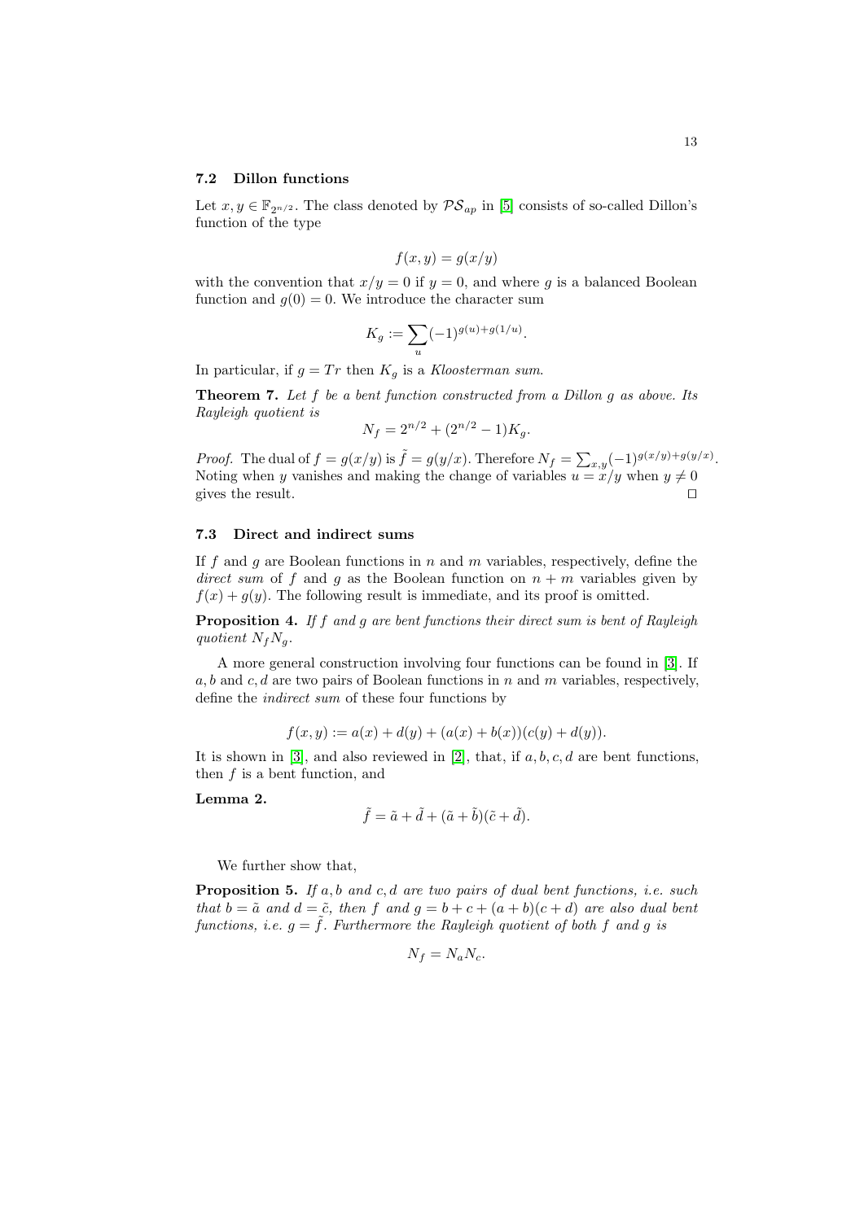### 7.2 Dillon functions

Let $x, y \in \mathbb{F}_{2^{n/2}}$. The class denoted by $\mathcal{PS}_{ap}$ in [5] consists of so-called Dillon's function of the type

$$f(x, y) = g(x/y)$$

with the convention that $x/y = 0$ if $y = 0$, and where $g$ is a balanced Boolean function and $g(0) = 0$. We introduce the character sum

$$K_g := \sum_u (-1)^{g(u)+g(1/u)}.$$

In particular, if $g = Tr$ then $K_g$ is a *Kloosterman sum*.

**Theorem 7.** *Let $f$ be a bent function constructed from a Dillon $g$ as above. Its Rayleigh quotient is*

$$N_f = 2^{n/2} + (2^{n/2} - 1)K_g.$$

*Proof.* The dual of $f = g(x/y)$ is $\tilde{f} = g(y/x)$. Therefore $N_f = \sum_{x,y}(-1)^{g(x/y)+g(y/x)}$. Noting when $y$ vanishes and making the change of variables $u = x/y$ when $y \neq 0$ gives the result. $\square$

### 7.3 Direct and indirect sums

If $f$ and $g$ are Boolean functions in $n$ and $m$ variables, respectively, define the *direct sum* of $f$ and $g$ as the Boolean function on $n + m$ variables given by $f(x) + g(y)$. The following result is immediate, and its proof is omitted.

**Proposition 4.** *If $f$ and $g$ are bent functions their direct sum is bent of Rayleigh quotient $N_f N_g$.*

A more general construction involving four functions can be found in [3]. If $a, b$ and $c, d$ are two pairs of Boolean functions in $n$ and $m$ variables, respectively, define the *indirect sum* of these four functions by

$$f(x, y) := a(x) + d(y) + (a(x) + b(x))(c(y) + d(y)).$$

It is shown in [3], and also reviewed in [2], that, if $a, b, c, d$ are bent functions, then $f$ is a bent function, and

**Lemma 2.**

$$\tilde{f} = \tilde{a} + \tilde{d} + (\tilde{a} + \tilde{b})(\tilde{c} + \tilde{d}).$$

We further show that,

**Proposition 5.** *If $a, b$ and $c, d$ are two pairs of dual bent functions, i.e. such that $b = \tilde{a}$ and $d = \tilde{c}$, then $f$ and $g = b + c + (a + b)(c + d)$ are also dual bent functions, i.e. $g = \tilde{f}$. Furthermore the Rayleigh quotient of both $f$ and $g$ is*

$$N_f = N_a N_c.$$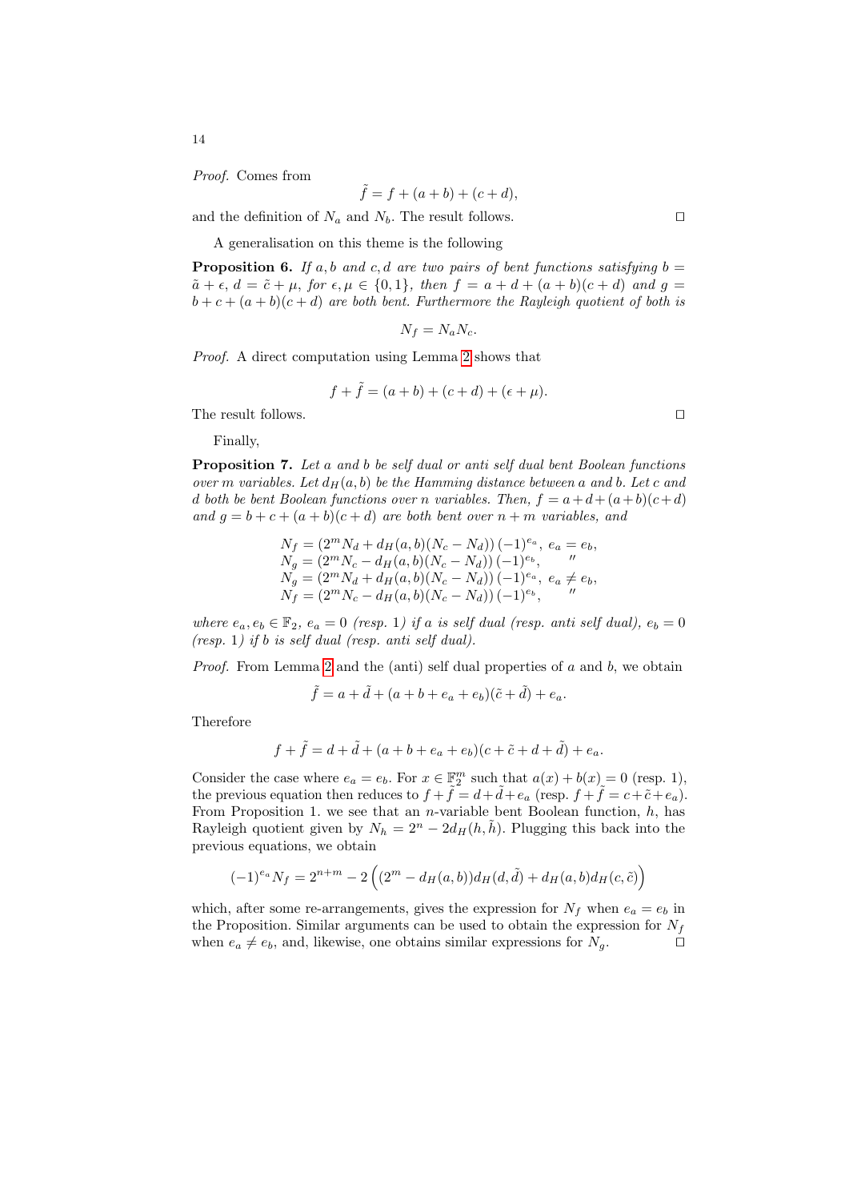*Proof.* Comes from

$$\tilde{f} = f + (a+b) + (c+d),$$

and the definition of $N_a$ and $N_b$. The result follows. ◻

A generalisation on this theme is the following

**Proposition 6.** *If $a, b$ and $c, d$ are two pairs of bent functions satisfying $b = \tilde{a} + \epsilon$, $d = \tilde{c} + \mu$, for $\epsilon, \mu \in \{0, 1\}$, then $f = a + d + (a+b)(c+d)$ and $g = b + c + (a+b)(c+d)$ are both bent. Furthermore the Rayleigh quotient of both is*

$$N_f = N_a N_c.$$

*Proof.* A direct computation using Lemma 2 shows that

$$f + \tilde{f} = (a+b) + (c+d) + (\epsilon + \mu).$$

The result follows. ◻

Finally,

**Proposition 7.** *Let $a$ and $b$ be self dual or anti self dual bent Boolean functions over $m$ variables. Let $d_H(a, b)$ be the Hamming distance between $a$ and $b$. Let $c$ and $d$ both be bent Boolean functions over $n$ variables. Then, $f = a+d+(a+b)(c+d)$ and $g = b + c + (a+b)(c+d)$ are both bent over $n+m$ variables, and*

$$\begin{array}{ll}
N_f = (2^m N_d + d_H(a,b)(N_c - N_d))\,(-1)^{e_a}, & e_a = e_b, \\
N_g = (2^m N_c - d_H(a,b)(N_c - N_d))\,(-1)^{e_b}, & \quad '' \\
N_g = (2^m N_d + d_H(a,b)(N_c - N_d))\,(-1)^{e_a}, & e_a \neq e_b, \\
N_f = (2^m N_c - d_H(a,b)(N_c - N_d))\,(-1)^{e_b}, & \quad ''
\end{array}$$

*where $e_a, e_b \in \mathbb{F}_2$, $e_a = 0$ (resp. 1) if $a$ is self dual (resp. anti self dual), $e_b = 0$ (resp. 1) if $b$ is self dual (resp. anti self dual).*

*Proof.* From Lemma 2 and the (anti) self dual properties of $a$ and $b$, we obtain

$$\tilde{f} = a + \tilde{d} + (a + b + e_a + e_b)(\tilde{c} + \tilde{d}) + e_a.$$

Therefore

$$f + \tilde{f} = d + \tilde{d} + (a + b + e_a + e_b)(c + \tilde{c} + d + \tilde{d}) + e_a.$$

Consider the case where $e_a = e_b$. For $x \in \mathbb{F}_2^m$ such that $a(x) + b(x) = 0$ (resp. 1), the previous equation then reduces to $f + \tilde{f} = d + \tilde{d} + e_a$ (resp. $f + \tilde{f} = c + \tilde{c} + e_a$). From Proposition 1. we see that an $n$-variable bent Boolean function, $h$, has Rayleigh quotient given by $N_h = 2^n - 2d_H(h, \tilde{h})$. Plugging this back into the previous equations, we obtain

$$(-1)^{e_a} N_f = 2^{n+m} - 2\left((2^m - d_H(a,b))d_H(d, \tilde{d}) + d_H(a,b)d_H(c, \tilde{c})\right)$$

which, after some re-arrangements, gives the expression for $N_f$ when $e_a = e_b$ in the Proposition. Similar arguments can be used to obtain the expression for $N_f$ when $e_a \neq e_b$, and, likewise, one obtains similar expressions for $N_g$. ◻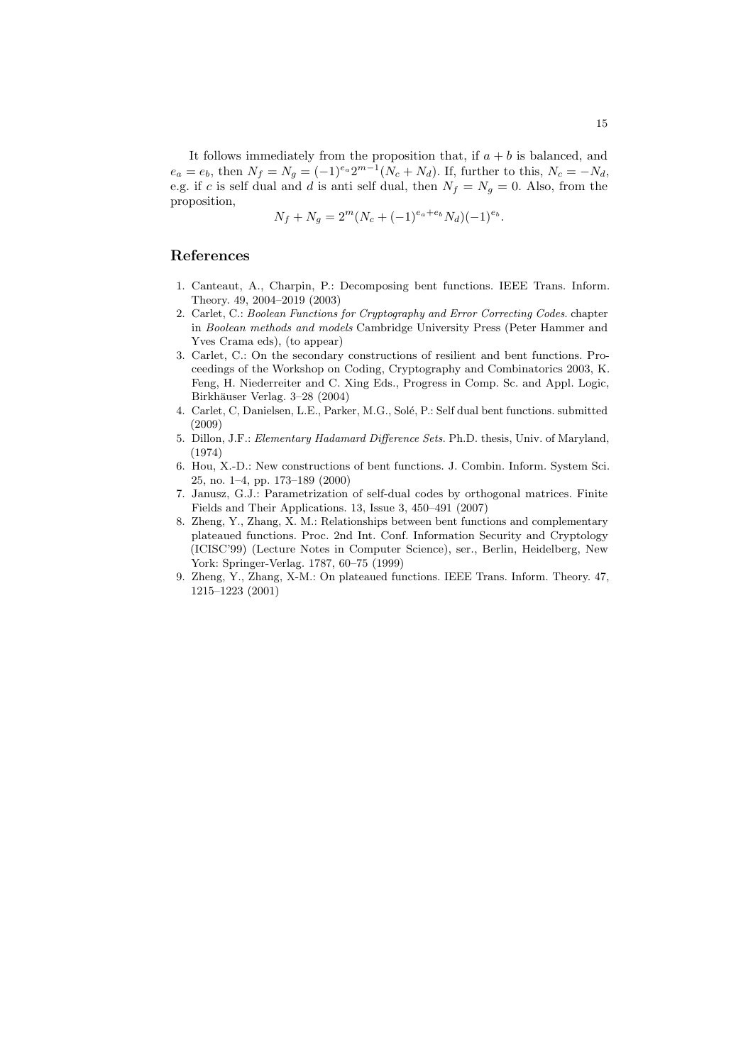It follows immediately from the proposition that, if $a + b$ is balanced, and $e_a = e_b$, then $N_f = N_g = (-1)^{e_a} 2^{m-1}(N_c + N_d)$. If, further to this, $N_c = -N_d$, e.g. if $c$ is self dual and $d$ is anti self dual, then $N_f = N_g = 0$. Also, from the proposition,

$$N_f + N_g = 2^m(N_c + (-1)^{e_a+e_b} N_d)(-1)^{e_b}.$$

## References

1. Canteaut, A., Charpin, P.: Decomposing bent functions. IEEE Trans. Inform. Theory. 49, 2004–2019 (2003)
2. Carlet, C.: *Boolean Functions for Cryptography and Error Correcting Codes*. chapter in *Boolean methods and models* Cambridge University Press (Peter Hammer and Yves Crama eds), (to appear)
3. Carlet, C.: On the secondary constructions of resilient and bent functions. Proceedings of the Workshop on Coding, Cryptography and Combinatorics 2003, K. Feng, H. Niederreiter and C. Xing Eds., Progress in Comp. Sc. and Appl. Logic, Birkhäuser Verlag. 3–28 (2004)
4. Carlet, C, Danielsen, L.E., Parker, M.G., Solé, P.: Self dual bent functions. submitted (2009)
5. Dillon, J.F.: *Elementary Hadamard Difference Sets*. Ph.D. thesis, Univ. of Maryland, (1974)
6. Hou, X.-D.: New constructions of bent functions. J. Combin. Inform. System Sci. 25, no. 1–4, pp. 173–189 (2000)
7. Janusz, G.J.: Parametrization of self-dual codes by orthogonal matrices. Finite Fields and Their Applications. 13, Issue 3, 450–491 (2007)
8. Zheng, Y., Zhang, X. M.: Relationships between bent functions and complementary plateaued functions. Proc. 2nd Int. Conf. Information Security and Cryptology (ICISC'99) (Lecture Notes in Computer Science), ser., Berlin, Heidelberg, New York: Springer-Verlag. 1787, 60–75 (1999)
9. Zheng, Y., Zhang, X-M.: On plateaued functions. IEEE Trans. Inform. Theory. 47, 1215–1223 (2001)